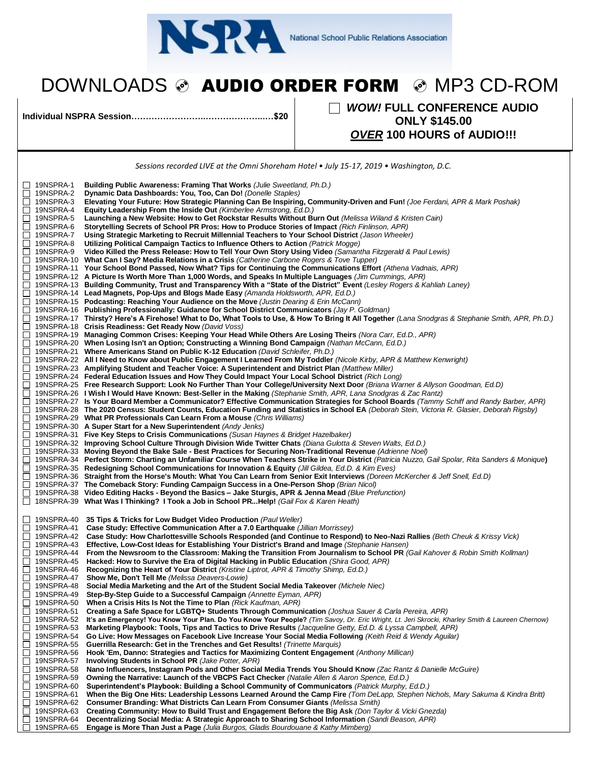NSRA National School Public Relations Association

# DOWNLOADS ◈ AUDIO ORDER FORM ◈ MP3 CD-ROM

**Individual NSPRA Session……………………..……………….…$20**

☐ ***WOW!* FULL CONFERENCE AUDIO ONLY $145.00 *OVER* 100 HOURS of AUDIO!!!**

*Sessions recorded LIVE at the Omni Shoreham Hotel • July 15-17, 2019 • Washington, D.C.*

- ☐ 19NSPRA-1 **Building Public Awareness: Framing That Works** *(Julie Sweetland, Ph.D.)*
- ☐ 19NSPRA-2 **Dynamic Data Dashboards: You, Too, Can Do!** *(Donelle Staples)*
- ☐ 19NSPRA-3 **Elevating Your Future: How Strategic Planning Can Be Inspiring, Community-Driven and Fun!** *(Joe Ferdani, APR & Mark Poshak)*
- ☐ 19NSPRA-4 **Equity Leadership From the Inside Out** *(Kimberlee Armstrong, Ed.D.)*
- ☐ 19NSPRA-5 **Launching a New Website: How to Get Rockstar Results Without Burn Out** *(Melissa Wiland & Kristen Cain)*
- ☐ 19NSPRA-6 **Storytelling Secrets of School PR Pros: How to Produce Stories of Impact** *(Rich Finlinson, APR)*
- ☐ 19NSPRA-7 **Using Strategic Marketing to Recruit Millennial Teachers to Your School District** *(Jason Wheeler)*
- ☐ 19NSPRA-8 **Utilizing Political Campaign Tactics to Influence Others to Action** *(Patrick Mogge)*
- ☐ 19NSPRA-9 **Video Killed the Press Release: How to Tell Your Own Story Using Video** *(Samantha Fitzgerald & Paul Lewis)*
- ☐ 19NSPRA-10 **What Can I Say? Media Relations in a Crisis** *(Catherine Carbone Rogers & Tove Tupper)*
- ☐ 19NSPRA-11 **Your School Bond Passed, Now What? Tips for Continuing the Communications Effort** *(Athena Vadnais, APR)*
- ☐ 19NSPRA-12 **A Picture Is Worth More Than 1,000 Words, and Speaks In Multiple Languages** *(Jim Cummings, APR)*
- ☐ 19NSPRA-13 **Building Community, Trust and Transparency With a "State of the District" Event** *(Lesley Rogers & Kahliah Laney)*
- ☐ 19NSPRA-14 **Lead Magnets, Pop-Ups and Blogs Made Easy** *(Amanda Holdsworth, APR, Ed.D.)*
- ☐ 19NSPRA-15 **Podcasting: Reaching Your Audience on the Move** *(Justin Dearing & Erin McCann)*
- ☐ 19NSPRA-16 **Publishing Professionally: Guidance for School District Communicators** *(Jay P. Goldman)*
- ☐ 19NSPRA-17 **Thirsty? Here's A Firehose! What to Do, What Tools to Use, & How To Bring It All Together** *(Lana Snodgras & Stephanie Smith, APR, Ph.D.)*
- ☐ 19NSPRA-18 **Crisis Readiness: Get Ready Now** *(David Voss)*
- ☐ 19NSPRA-19 **Managing Common Crises: Keeping Your Head While Others Are Losing Theirs** *(Nora Carr, Ed.D., APR)*
- ☐ 19NSPRA-20 **When Losing Isn't an Option; Constructing a Winning Bond Campaign** *(Nathan McCann, Ed.D.)*
- ☐ 19NSPRA-21 **Where Americans Stand on Public K-12 Education** *(David Schleifer, Ph.D.)*
- ☐ 19NSPRA-22 **All I Need to Know about Public Engagement I Learned From My Toddler** *(Nicole Kirby, APR & Matthew Kenwright)*
- ☐ 19NSPRA-23 **Amplifying Student and Teacher Voice: A Superintendent and District Plan** *(Matthew Miller)*
- ☐ 19NSPRA-24 **Federal Education Issues and How They Could Impact Your Local School District** *(Rich Long)*
- ☐ 19NSPRA-25 **Free Research Support: Look No Further Than Your College/University Next Door** *(Briana Warner & Allyson Goodman, Ed.D)*
- ☐ 19NSPRA-26 **I Wish I Would Have Known: Best-Seller in the Making** *(Stephanie Smith, APR, Lana Snodgras & Zac Rantz)*
- ☐ 19NSPRA-27 **Is Your Board Member a Communicator? Effective Communication Strategies for School Boards** *(Tammy Schiff and Randy Barber, APR)*
- ☐ 19NSPRA-28 **The 2020 Census: Student Counts, Education Funding and Statistics in School EA** *(Deborah Stein, Victoria R. Glasier, Deborah Rigsby)*
- ☐ 19NSPRA-29 **What PR Professionals Can Learn From a Mouse** *(Chris Williams)*
- ☐ 19NSPRA-30 **A Super Start for a New Superintendent** *(Andy Jenks)*
- ☐ 19NSPRA-31 **Five Key Steps to Crisis Communications** *(Susan Haynes & Bridget Hazelbaker)*
- ☐ 19NSPRA-32 **Improving School Culture Through Division Wide Twitter Chats** *(Diana Gulotta & Steven Walts, Ed.D.)*
- ☐ 19NSPRA-33 **Moving Beyond the Bake Sale - Best Practices for Securing Non-Traditional Revenue** *(Adrienne Noel)*
- ☐ 19NSPRA-34 **Perfect Storm: Charting an Unfamiliar Course When Teachers Strike in Your District** *(Patricia Nuzzo, Gail Spolar, Rita Sanders & Monique)*
- ☐ 19NSPRA-35 **Redesigning School Communications for Innovation & Equity** *(Jill Gildea, Ed.D. & Kim Eves)*
- ☐ 19NSPRA-36 **Straight from the Horse's Mouth: What You Can Learn from Senior Exit Interviews** *(Doreen McKercher & Jeff Snell, Ed.D.)*
- ☐ 19NSPRA-37 **The Comeback Story: Funding Campaign Success in a One-Person Shop** *(Brian Nicol)*
- ☐ 19NSPRA-38 **Video Editing Hacks - Beyond the Basics – Jake Sturgis, APR & Jenna Mead** *(Blue Prefunction)*
- ☐ 18NSPRA-39 **What Was I Thinking? I Took a Job in School PR...Help!** *(Gail Fox & Karen Heath)*

- ☐ 19NSPRA-40 **35 Tips & Tricks for Low Budget Video Production** *(Paul Weller)*
- ☐ 19NSPRA-41 **Case Study: Effective Communication After a 7.0 Earthquake** *(Jillian Morrissey)*
- ☐ 19NSPRA-42 **Case Study: How Charlottesville Schools Responded (and Continue to Respond) to Neo-Nazi Rallies** *(Beth Cheuk & Krissy Vick)*
- ☐ 19NSPRA-43 **Effective, Low-Cost Ideas for Establishing Your District's Brand and Image** *(Stephanie Hansen)*
- ☐ 19NSPRA-44 **From the Newsroom to the Classroom: Making the Transition From Journalism to School PR** *(Gail Kahover & Robin Smith Kollman)*
- ☐ 19NSPRA-45 **Hacked: How to Survive the Era of Digital Hacking in Public Education** *(Shira Good, APR)*
- ☐ 19NSPRA-46 **Recognizing the Heart of Your District** *(Kristine Liptrot, APR & Timothy Shimp, Ed.D.)*
- ☐ 19NSPRA-47 **Show Me, Don't Tell Me** *(Melissa Deavers-Lowie)*
- ☐ 19NSPRA-48 **Social Media Marketing and the Art of the Student Social Media Takeover** *(Michele Niec)*
- ☐ 19NSPRA-49 **Step-By-Step Guide to a Successful Campaign** *(Annette Eyman, APR)*
- ☐ 19NSPRA-50 **When a Crisis Hits Is Not the Time to Plan** *(Rick Kaufman, APR)*
- ☐ 19NSPRA-51 **Creating a Safe Space for LGBTQ+ Students Through Communication** *(Joshua Sauer & Carla Pereira, APR)*
- ☐ 19NSPRA-52 **It's an Emergency! You Know Your Plan. Do You Know Your People?** *(Tim Savoy, Dr. Eric Wright, Lt. Jeri Skrocki, Kharley Smith & Laureen Chernow)*
- ☐ 19NSPRA-53 **Marketing Playbook: Tools, Tips and Tactics to Drive Results** *(Jacqueline Getty, Ed.D. & Lyssa Campbell, APR)*
- ☐ 19NSPRA-54 **Go Live: How Messages on Facebook Live Increase Your Social Media Following** *(Keith Reid & Wendy Aguilar)*
- ☐ 19NSPRA-55 **Guerrilla Research: Get in the Trenches and Get Results!** *(Trinette Marquis)*
- ☐ 19NSPRA-56 **Hook 'Em, Danno: Strategies and Tactics for Maximizing Content Engagement** *(Anthony Millican)*
- ☐ 19NSPRA-57 **Involving Students in School PR** *(Jake Potter, APR)*
- ☐ 19NSPRA-58 **Nano Influencers, Instagram Pods and Other Social Media Trends You Should Know** *(Zac Rantz & Danielle McGuire)*
- ☐ 19NSPRA-59 **Owning the Narrative: Launch of the VBCPS Fact Checker** *(Natalie Allen & Aaron Spence, Ed.D.)*
- ☐ 19NSPRA-60 **Superintendent's Playbook: Building a School Community of Communicators** *(Patrick Murphy, Ed.D.)*
- ☐ 19NSPRA-61 **When the Big One Hits: Leadership Lessons Learned Around the Camp Fire** *(Tom DeLapp, Stephen Nichols, Mary Sakuma & Kindra Britt)*
- ☐ 19NSPRA-62 **Consumer Branding: What Districts Can Learn From Consumer Giants** *(Melissa Smith)*
- ☐ 19NSPRA-63 **Creating Community: How to Build Trust and Engagement Before the Big Ask** *(Don Taylor & Vicki Gnezda)*
- ☐ 19NSPRA-64 **Decentralizing Social Media: A Strategic Approach to Sharing School Information** *(Sandi Beason, APR)*
- ☐ 19NSPRA-65 **Engage is More Than Just a Page** *(Julia Burgos, Gladis Bourdouane & Kathy Mimberg)*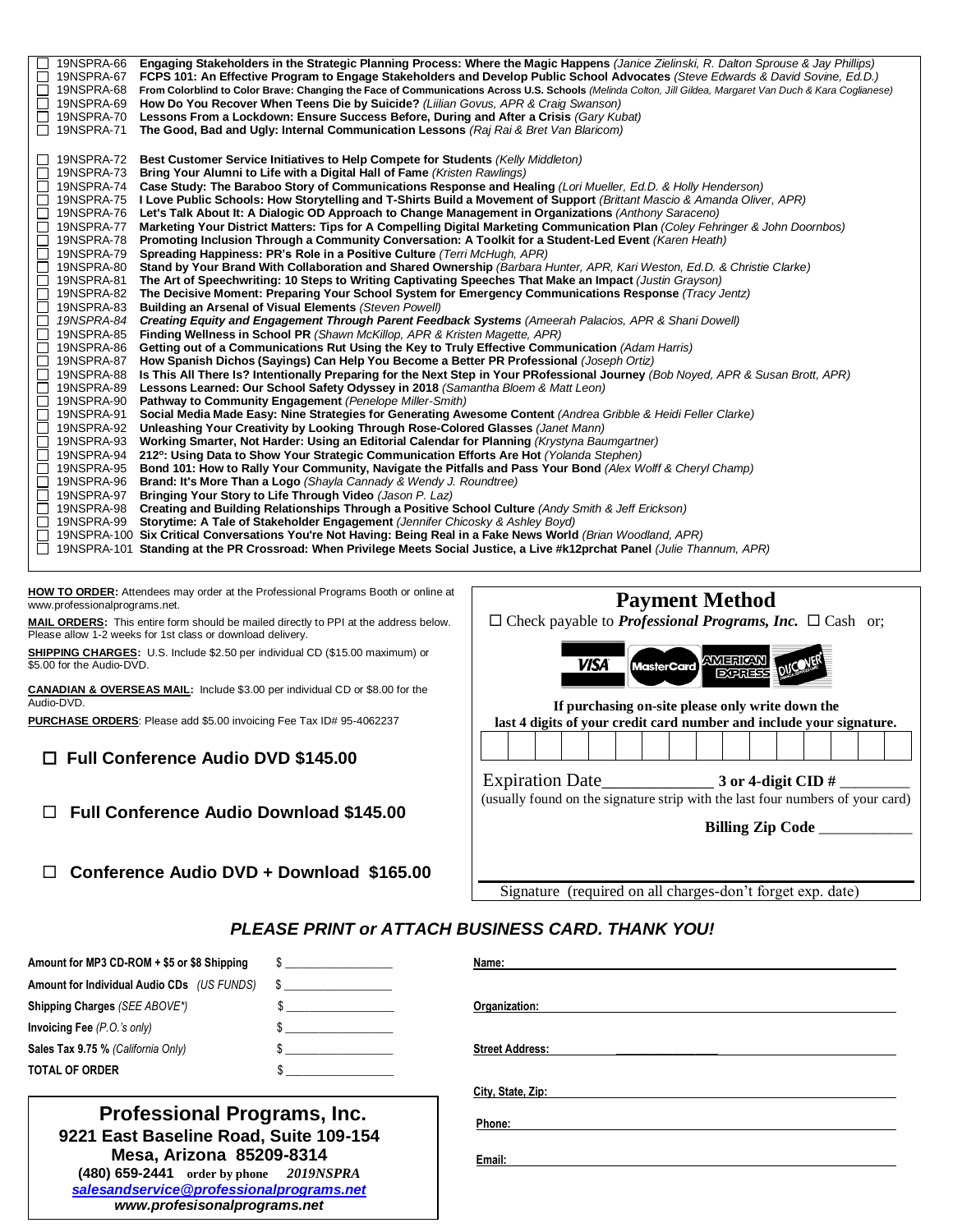- ☐ 19NSPRA-66 **Engaging Stakeholders in the Strategic Planning Process: Where the Magic Happens** *(Janice Zielinski, R. Dalton Sprouse & Jay Phillips)*
- ☐ 19NSPRA-67 **FCPS 101: An Effective Program to Engage Stakeholders and Develop Public School Advocates** *(Steve Edwards & David Sovine, Ed.D.)*
- ☐ 19NSPRA-68 **From Colorblind to Color Brave: Changing the Face of Communications Across U.S. Schools** *(Melinda Colton, Jill Gildea, Margaret Van Duch & Kara Coglianese)*
- ☐ 19NSPRA-69 **How Do You Recover When Teens Die by Suicide?** *(Liilian Govus, APR & Craig Swanson)*
- ☐ 19NSPRA-70 **Lessons From a Lockdown: Ensure Success Before, During and After a Crisis** *(Gary Kubat)*
- ☐ 19NSPRA-71 **The Good, Bad and Ugly: Internal Communication Lessons** *(Raj Rai & Bret Van Blaricom)*

- ☐ 19NSPRA-72 **Best Customer Service Initiatives to Help Compete for Students** *(Kelly Middleton)*
- ☐ 19NSPRA-73 **Bring Your Alumni to Life with a Digital Hall of Fame** *(Kristen Rawlings)*
- ☐ 19NSPRA-74 **Case Study: The Baraboo Story of Communications Response and Healing** *(Lori Mueller, Ed.D. & Holly Henderson)*
- ☐ 19NSPRA-75 **I Love Public Schools: How Storytelling and T-Shirts Build a Movement of Support** *(Brittant Mascio & Amanda Oliver, APR)*
- ☐ 19NSPRA-76 **Let's Talk About It: A Dialogic OD Approach to Change Management in Organizations** *(Anthony Saraceno)*
- ☐ 19NSPRA-77 **Marketing Your District Matters: Tips for A Compelling Digital Marketing Communication Plan** *(Coley Fehringer & John Doornbos)*
- ☐ 19NSPRA-78 **Promoting Inclusion Through a Community Conversation: A Toolkit for a Student-Led Event** *(Karen Heath)*
- ☐ 19NSPRA-79 **Spreading Happiness: PR's Role in a Positive Culture** *(Terri McHugh, APR)*
- ☐ 19NSPRA-80 **Stand by Your Brand With Collaboration and Shared Ownership** *(Barbara Hunter, APR, Kari Weston, Ed.D. & Christie Clarke)*
- ☐ 19NSPRA-81 **The Art of Speechwriting: 10 Steps to Writing Captivating Speeches That Make an Impact** *(Justin Grayson)*
- ☐ 19NSPRA-82 **The Decisive Moment: Preparing Your School System for Emergency Communications Response** *(Tracy Jentz)*
- ☐ 19NSPRA-83 **Building an Arsenal of Visual Elements** *(Steven Powell)*
- ☐ *19NSPRA-84* ***Creating Equity and Engagement Through Parent Feedback Systems*** *(Ameerah Palacios, APR & Shani Dowell)*
- ☐ 19NSPRA-85 **Finding Wellness in School PR** *(Shawn McKillop, APR & Kristen Magette, APR)*
- ☐ 19NSPRA-86 **Getting out of a Communications Rut Using the Key to Truly Effective Communication** *(Adam Harris)*
- ☐ 19NSPRA-87 **How Spanish Dichos (Sayings) Can Help You Become a Better PR Professional** *(Joseph Ortiz)*
- ☐ 19NSPRA-88 **Is This All There Is? Intentionally Preparing for the Next Step in Your PRofessional Journey** *(Bob Noyed, APR & Susan Brott, APR)*
- ☐ 19NSPRA-89 **Lessons Learned: Our School Safety Odyssey in 2018** *(Samantha Bloem & Matt Leon)*
- ☐ 19NSPRA-90 **Pathway to Community Engagement** *(Penelope Miller-Smith)*
- ☐ 19NSPRA-91 **Social Media Made Easy: Nine Strategies for Generating Awesome Content** *(Andrea Gribble & Heidi Feller Clarke)*
- ☐ 19NSPRA-92 **Unleashing Your Creativity by Looking Through Rose-Colored Glasses** *(Janet Mann)*
- ☐ 19NSPRA-93 **Working Smarter, Not Harder: Using an Editorial Calendar for Planning** *(Krystyna Baumgartner)*
- ☐ 19NSPRA-94 **212º: Using Data to Show Your Strategic Communication Efforts Are Hot** *(Yolanda Stephen)*
- ☐ 19NSPRA-95 **Bond 101: How to Rally Your Community, Navigate the Pitfalls and Pass Your Bond** *(Alex Wolff & Cheryl Champ)*
- ☐ 19NSPRA-96 **Brand: It's More Than a Logo** *(Shayla Cannady & Wendy J. Roundtree)*
- ☐ 19NSPRA-97 **Bringing Your Story to Life Through Video** *(Jason P. Laz)*
- ☐ 19NSPRA-98 **Creating and Building Relationships Through a Positive School Culture** *(Andy Smith & Jeff Erickson)*
- ☐ 19NSPRA-99 **Storytime: A Tale of Stakeholder Engagement** *(Jennifer Chicosky & Ashley Boyd)*
- ☐ 19NSPRA-100 **Six Critical Conversations You're Not Having: Being Real in a Fake News World** *(Brian Woodland, APR)*
- ☐ 19NSPRA-101 **Standing at the PR Crossroad: When Privilege Meets Social Justice, a Live #k12prchat Panel** *(Julie Thannum, APR)*

**HOW TO ORDER:** Attendees may order at the Professional Programs Booth or online at www.professionalprograms.net.

**MAIL ORDERS:** This entire form should be mailed directly to PPI at the address below. Please allow 1-2 weeks for 1st class or download delivery.

**SHIPPING CHARGES:** U.S. Include $2.50 per individual CD ($15.00 maximum) or $5.00 for the Audio-DVD.

**CANADIAN & OVERSEAS MAIL:** Include $3.00 per individual CD or $8.00 for the Audio-DVD.

**PURCHASE ORDERS**: Please add $5.00 invoicing Fee Tax ID# 95-4062237

☐ **Full Conference Audio DVD $145.00**

☐ **Full Conference Audio Download $145.00**

☐ **Conference Audio DVD + Download $165.00**

## Payment Method

☐ Check payable to ***Professional Programs, Inc.*** ☐ Cash or;

VISA MasterCard AMERICAN EXPRESS DISCOVER

**If purchasing on-site please only write down the last 4 digits of your credit card number and include your signature.**

Expiration Date_____________ **3 or 4-digit CID #** ________
(usually found on the signature strip with the last four numbers of your card)

**Billing Zip Code** ____________

Signature (required on all charges-don't forget exp. date)

### *PLEASE PRINT or ATTACH BUSINESS CARD. THANK YOU!*

| | |
|---|---|
| **Amount for MP3 CD-ROM + $5 or $8 Shipping** | $ ________________ |
| **Amount for Individual Audio CDs** *(US FUNDS)* | $ ________________ |
| **Shipping Charges** *(SEE ABOVE\*)* | $ ________________ |
| **Invoicing Fee** *(P.O.'s only)* | $ ________________ |
| **Sales Tax 9.75 %** *(California Only)* | $ ________________ |
| **TOTAL OF ORDER** | $ ________________ |

**Name:** ________________

**Organization:** ________________

**Street Address:** ________________

**City, State, Zip:** ________________

**Phone:** ________________

**Email:** ________________

**Professional Programs, Inc.**
**9221 East Baseline Road, Suite 109-154**
**Mesa, Arizona 85209-8314**
**(480) 659-2441** **order by phone** ***2019NSPRA***
***salesandservice@professionalprograms.net***
***www.profesisonalprograms.net***